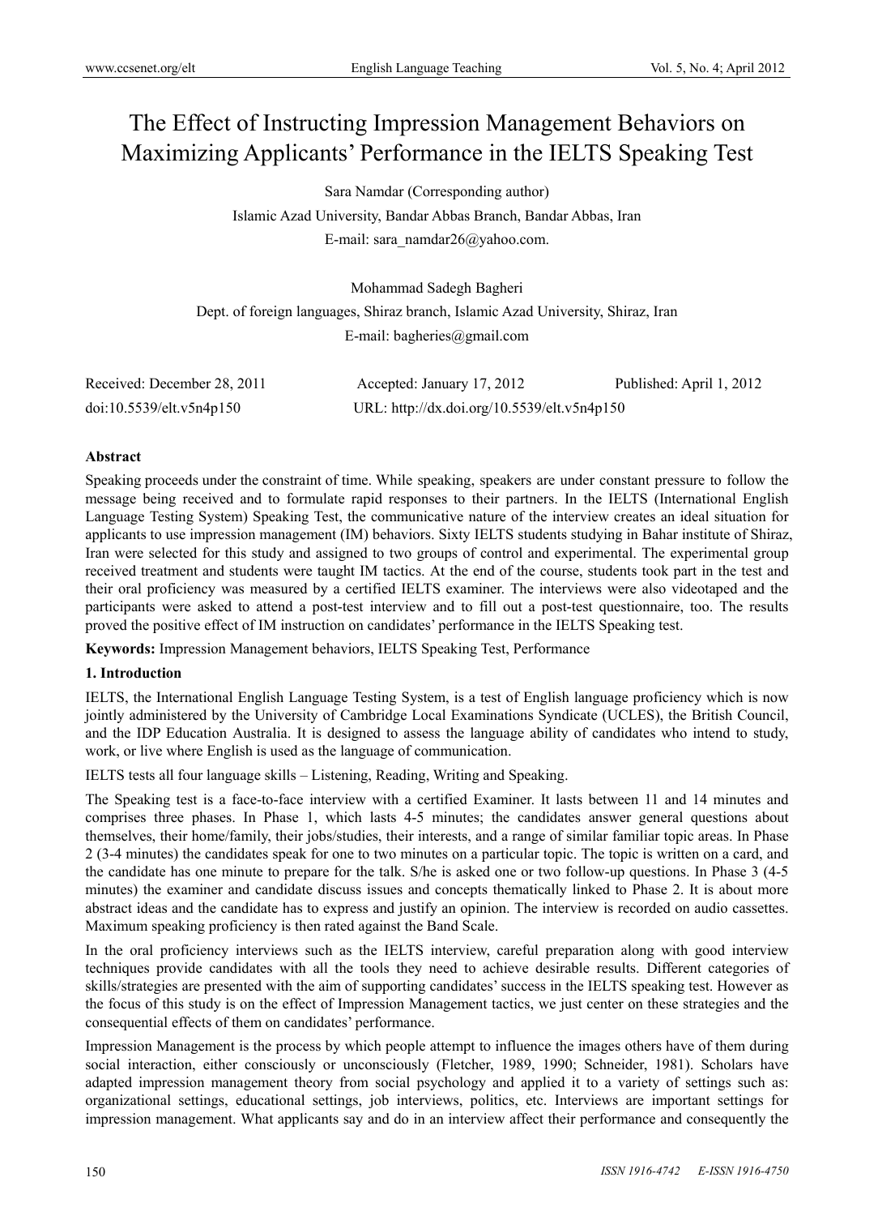# The Effect of Instructing Impression Management Behaviors on Maximizing Applicants' Performance in the IELTS Speaking Test

Sara Namdar (Corresponding author)

Islamic Azad University, Bandar Abbas Branch, Bandar Abbas, Iran

E-mail: sara_namdar26@yahoo.com.

Mohammad Sadegh Bagheri

Dept. of foreign languages, Shiraz branch, Islamic Azad University, Shiraz, Iran

E-mail: bagheries@gmail.com

Received: December 28, 2011 Accepted: January 17, 2012 Published: April 1, 2012

doi:10.5539/elt.v5n4p150 URL: http://dx.doi.org/10.5539/elt.v5n4p150

## Abstract

Speaking proceeds under the constraint of time. While speaking, speakers are under constant pressure to follow the message being received and to formulate rapid responses to their partners. In the IELTS (International English Language Testing System) Speaking Test, the communicative nature of the interview creates an ideal situation for applicants to use impression management (IM) behaviors. Sixty IELTS students studying in Bahar institute of Shiraz, Iran were selected for this study and assigned to two groups of control and experimental. The experimental group received treatment and students were taught IM tactics. At the end of the course, students took part in the test and their oral proficiency was measured by a certified IELTS examiner. The interviews were also videotaped and the participants were asked to attend a post-test interview and to fill out a post-test questionnaire, too. The results proved the positive effect of IM instruction on candidates' performance in the IELTS Speaking test.

**Keywords:** Impression Management behaviors, IELTS Speaking Test, Performance

## 1. Introduction

IELTS, the International English Language Testing System, is a test of English language proficiency which is now jointly administered by the University of Cambridge Local Examinations Syndicate (UCLES), the British Council, and the IDP Education Australia. It is designed to assess the language ability of candidates who intend to study, work, or live where English is used as the language of communication.

IELTS tests all four language skills – Listening, Reading, Writing and Speaking.

The Speaking test is a face-to-face interview with a certified Examiner. It lasts between 11 and 14 minutes and comprises three phases. In Phase 1, which lasts 4-5 minutes; the candidates answer general questions about themselves, their home/family, their jobs/studies, their interests, and a range of similar familiar topic areas. In Phase 2 (3-4 minutes) the candidates speak for one to two minutes on a particular topic. The topic is written on a card, and the candidate has one minute to prepare for the talk. S/he is asked one or two follow-up questions. In Phase 3 (4-5 minutes) the examiner and candidate discuss issues and concepts thematically linked to Phase 2. It is about more abstract ideas and the candidate has to express and justify an opinion. The interview is recorded on audio cassettes. Maximum speaking proficiency is then rated against the Band Scale.

In the oral proficiency interviews such as the IELTS interview, careful preparation along with good interview techniques provide candidates with all the tools they need to achieve desirable results. Different categories of skills/strategies are presented with the aim of supporting candidates' success in the IELTS speaking test. However as the focus of this study is on the effect of Impression Management tactics, we just center on these strategies and the consequential effects of them on candidates' performance.

Impression Management is the process by which people attempt to influence the images others have of them during social interaction, either consciously or unconsciously (Fletcher, 1989, 1990; Schneider, 1981). Scholars have adapted impression management theory from social psychology and applied it to a variety of settings such as: organizational settings, educational settings, job interviews, politics, etc. Interviews are important settings for impression management. What applicants say and do in an interview affect their performance and consequently the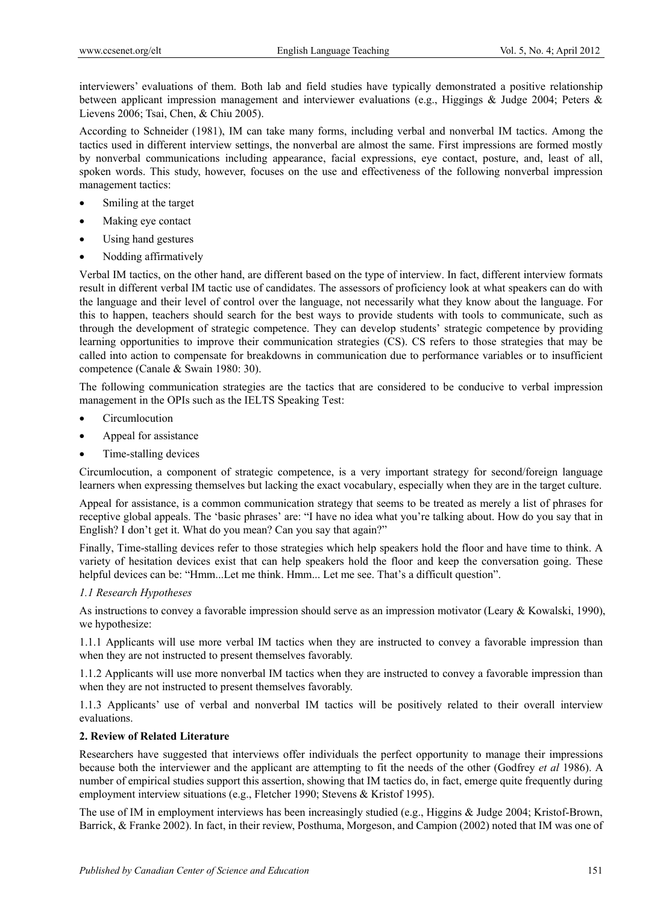interviewers' evaluations of them. Both lab and field studies have typically demonstrated a positive relationship between applicant impression management and interviewer evaluations (e.g., Higgings & Judge 2004; Peters & Lievens 2006; Tsai, Chen, & Chiu 2005).

According to Schneider (1981), IM can take many forms, including verbal and nonverbal IM tactics. Among the tactics used in different interview settings, the nonverbal are almost the same. First impressions are formed mostly by nonverbal communications including appearance, facial expressions, eye contact, posture, and, least of all, spoken words. This study, however, focuses on the use and effectiveness of the following nonverbal impression management tactics:

- Smiling at the target
- Making eye contact
- Using hand gestures
- Nodding affirmatively

Verbal IM tactics, on the other hand, are different based on the type of interview. In fact, different interview formats result in different verbal IM tactic use of candidates. The assessors of proficiency look at what speakers can do with the language and their level of control over the language, not necessarily what they know about the language. For this to happen, teachers should search for the best ways to provide students with tools to communicate, such as through the development of strategic competence. They can develop students' strategic competence by providing learning opportunities to improve their communication strategies (CS). CS refers to those strategies that may be called into action to compensate for breakdowns in communication due to performance variables or to insufficient competence (Canale & Swain 1980: 30).

The following communication strategies are the tactics that are considered to be conducive to verbal impression management in the OPIs such as the IELTS Speaking Test:

- Circumlocution
- Appeal for assistance
- Time-stalling devices

Circumlocution, a component of strategic competence, is a very important strategy for second/foreign language learners when expressing themselves but lacking the exact vocabulary, especially when they are in the target culture.

Appeal for assistance, is a common communication strategy that seems to be treated as merely a list of phrases for receptive global appeals. The 'basic phrases' are: "I have no idea what you're talking about. How do you say that in English? I don't get it. What do you mean? Can you say that again?"

Finally, Time-stalling devices refer to those strategies which help speakers hold the floor and have time to think. A variety of hesitation devices exist that can help speakers hold the floor and keep the conversation going. These helpful devices can be: "Hmm...Let me think. Hmm... Let me see. That's a difficult question".

### *1.1 Research Hypotheses*

As instructions to convey a favorable impression should serve as an impression motivator (Leary & Kowalski, 1990), we hypothesize:

1.1.1 Applicants will use more verbal IM tactics when they are instructed to convey a favorable impression than when they are not instructed to present themselves favorably.

1.1.2 Applicants will use more nonverbal IM tactics when they are instructed to convey a favorable impression than when they are not instructed to present themselves favorably.

1.1.3 Applicants' use of verbal and nonverbal IM tactics will be positively related to their overall interview evaluations.

## 2. Review of Related Literature

Researchers have suggested that interviews offer individuals the perfect opportunity to manage their impressions because both the interviewer and the applicant are attempting to fit the needs of the other (Godfrey *et al* 1986). A number of empirical studies support this assertion, showing that IM tactics do, in fact, emerge quite frequently during employment interview situations (e.g., Fletcher 1990; Stevens & Kristof 1995).

The use of IM in employment interviews has been increasingly studied (e.g., Higgins & Judge 2004; Kristof-Brown, Barrick, & Franke 2002). In fact, in their review, Posthuma, Morgeson, and Campion (2002) noted that IM was one of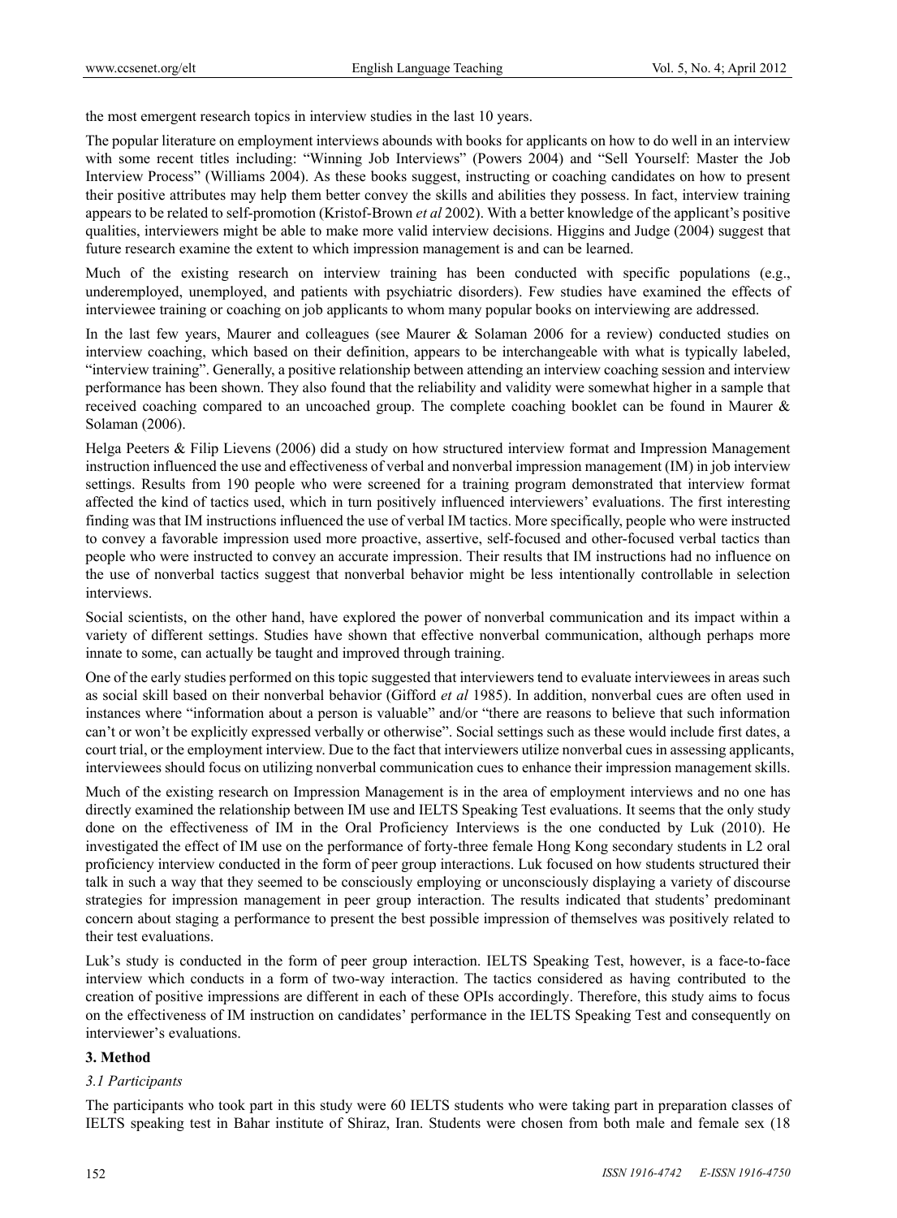the most emergent research topics in interview studies in the last 10 years.

The popular literature on employment interviews abounds with books for applicants on how to do well in an interview with some recent titles including: "Winning Job Interviews" (Powers 2004) and "Sell Yourself: Master the Job Interview Process" (Williams 2004). As these books suggest, instructing or coaching candidates on how to present their positive attributes may help them better convey the skills and abilities they possess. In fact, interview training appears to be related to self-promotion (Kristof-Brown *et al* 2002). With a better knowledge of the applicant's positive qualities, interviewers might be able to make more valid interview decisions. Higgins and Judge (2004) suggest that future research examine the extent to which impression management is and can be learned.

Much of the existing research on interview training has been conducted with specific populations (e.g., underemployed, unemployed, and patients with psychiatric disorders). Few studies have examined the effects of interviewee training or coaching on job applicants to whom many popular books on interviewing are addressed.

In the last few years, Maurer and colleagues (see Maurer & Solaman 2006 for a review) conducted studies on interview coaching, which based on their definition, appears to be interchangeable with what is typically labeled, "interview training". Generally, a positive relationship between attending an interview coaching session and interview performance has been shown. They also found that the reliability and validity were somewhat higher in a sample that received coaching compared to an uncoached group. The complete coaching booklet can be found in Maurer & Solaman (2006).

Helga Peeters & Filip Lievens (2006) did a study on how structured interview format and Impression Management instruction influenced the use and effectiveness of verbal and nonverbal impression management (IM) in job interview settings. Results from 190 people who were screened for a training program demonstrated that interview format affected the kind of tactics used, which in turn positively influenced interviewers' evaluations. The first interesting finding was that IM instructions influenced the use of verbal IM tactics. More specifically, people who were instructed to convey a favorable impression used more proactive, assertive, self-focused and other-focused verbal tactics than people who were instructed to convey an accurate impression. Their results that IM instructions had no influence on the use of nonverbal tactics suggest that nonverbal behavior might be less intentionally controllable in selection interviews.

Social scientists, on the other hand, have explored the power of nonverbal communication and its impact within a variety of different settings. Studies have shown that effective nonverbal communication, although perhaps more innate to some, can actually be taught and improved through training.

One of the early studies performed on this topic suggested that interviewers tend to evaluate interviewees in areas such as social skill based on their nonverbal behavior (Gifford *et al* 1985). In addition, nonverbal cues are often used in instances where "information about a person is valuable" and/or "there are reasons to believe that such information can't or won't be explicitly expressed verbally or otherwise". Social settings such as these would include first dates, a court trial, or the employment interview. Due to the fact that interviewers utilize nonverbal cues in assessing applicants, interviewees should focus on utilizing nonverbal communication cues to enhance their impression management skills.

Much of the existing research on Impression Management is in the area of employment interviews and no one has directly examined the relationship between IM use and IELTS Speaking Test evaluations. It seems that the only study done on the effectiveness of IM in the Oral Proficiency Interviews is the one conducted by Luk (2010). He investigated the effect of IM use on the performance of forty-three female Hong Kong secondary students in L2 oral proficiency interview conducted in the form of peer group interactions. Luk focused on how students structured their talk in such a way that they seemed to be consciously employing or unconsciously displaying a variety of discourse strategies for impression management in peer group interaction. The results indicated that students' predominant concern about staging a performance to present the best possible impression of themselves was positively related to their test evaluations.

Luk's study is conducted in the form of peer group interaction. IELTS Speaking Test, however, is a face-to-face interview which conducts in a form of two-way interaction. The tactics considered as having contributed to the creation of positive impressions are different in each of these OPIs accordingly. Therefore, this study aims to focus on the effectiveness of IM instruction on candidates' performance in the IELTS Speaking Test and consequently on interviewer's evaluations.

## 3. Method

### *3.1 Participants*

The participants who took part in this study were 60 IELTS students who were taking part in preparation classes of IELTS speaking test in Bahar institute of Shiraz, Iran. Students were chosen from both male and female sex (18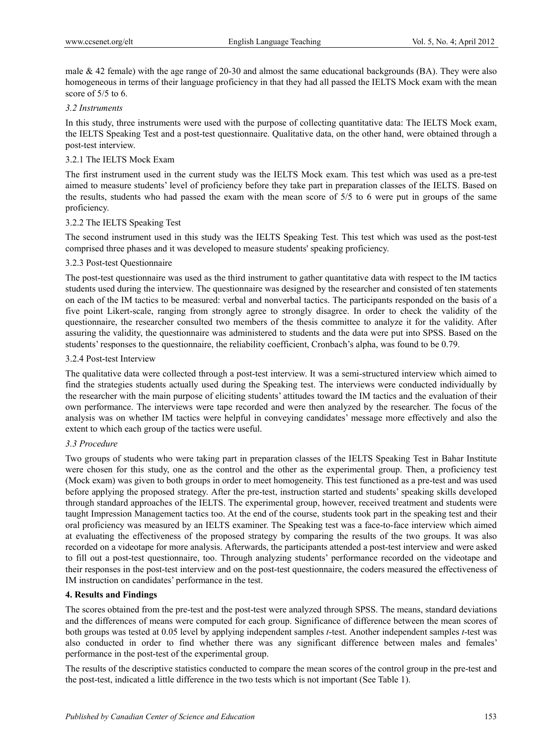male & 42 female) with the age range of 20-30 and almost the same educational backgrounds (BA). They were also homogeneous in terms of their language proficiency in that they had all passed the IELTS Mock exam with the mean score of 5/5 to 6.

### *3.2 Instruments*

In this study, three instruments were used with the purpose of collecting quantitative data: The IELTS Mock exam, the IELTS Speaking Test and a post-test questionnaire. Qualitative data, on the other hand, were obtained through a post-test interview.

#### 3.2.1 The IELTS Mock Exam

The first instrument used in the current study was the IELTS Mock exam. This test which was used as a pre-test aimed to measure students' level of proficiency before they take part in preparation classes of the IELTS. Based on the results, students who had passed the exam with the mean score of 5/5 to 6 were put in groups of the same proficiency.

#### 3.2.2 The IELTS Speaking Test

The second instrument used in this study was the IELTS Speaking Test. This test which was used as the post-test comprised three phases and it was developed to measure students' speaking proficiency.

#### 3.2.3 Post-test Questionnaire

The post-test questionnaire was used as the third instrument to gather quantitative data with respect to the IM tactics students used during the interview. The questionnaire was designed by the researcher and consisted of ten statements on each of the IM tactics to be measured: verbal and nonverbal tactics. The participants responded on the basis of a five point Likert-scale, ranging from strongly agree to strongly disagree. In order to check the validity of the questionnaire, the researcher consulted two members of the thesis committee to analyze it for the validity. After assuring the validity, the questionnaire was administered to students and the data were put into SPSS. Based on the students' responses to the questionnaire, the reliability coefficient, Cronbach's alpha, was found to be 0.79.

#### 3.2.4 Post-test Interview

The qualitative data were collected through a post-test interview. It was a semi-structured interview which aimed to find the strategies students actually used during the Speaking test. The interviews were conducted individually by the researcher with the main purpose of eliciting students' attitudes toward the IM tactics and the evaluation of their own performance. The interviews were tape recorded and were then analyzed by the researcher. The focus of the analysis was on whether IM tactics were helpful in conveying candidates' message more effectively and also the extent to which each group of the tactics were useful.

### *3.3 Procedure*

Two groups of students who were taking part in preparation classes of the IELTS Speaking Test in Bahar Institute were chosen for this study, one as the control and the other as the experimental group. Then, a proficiency test (Mock exam) was given to both groups in order to meet homogeneity. This test functioned as a pre-test and was used before applying the proposed strategy. After the pre-test, instruction started and students' speaking skills developed through standard approaches of the IELTS. The experimental group, however, received treatment and students were taught Impression Management tactics too. At the end of the course, students took part in the speaking test and their oral proficiency was measured by an IELTS examiner. The Speaking test was a face-to-face interview which aimed at evaluating the effectiveness of the proposed strategy by comparing the results of the two groups. It was also recorded on a videotape for more analysis. Afterwards, the participants attended a post-test interview and were asked to fill out a post-test questionnaire, too. Through analyzing students' performance recorded on the videotape and their responses in the post-test interview and on the post-test questionnaire, the coders measured the effectiveness of IM instruction on candidates' performance in the test.

## 4. Results and Findings

The scores obtained from the pre-test and the post-test were analyzed through SPSS. The means, standard deviations and the differences of means were computed for each group. Significance of difference between the mean scores of both groups was tested at 0.05 level by applying independent samples *t*-test. Another independent samples *t*-test was also conducted in order to find whether there was any significant difference between males and females' performance in the post-test of the experimental group.

The results of the descriptive statistics conducted to compare the mean scores of the control group in the pre-test and the post-test, indicated a little difference in the two tests which is not important (See Table 1).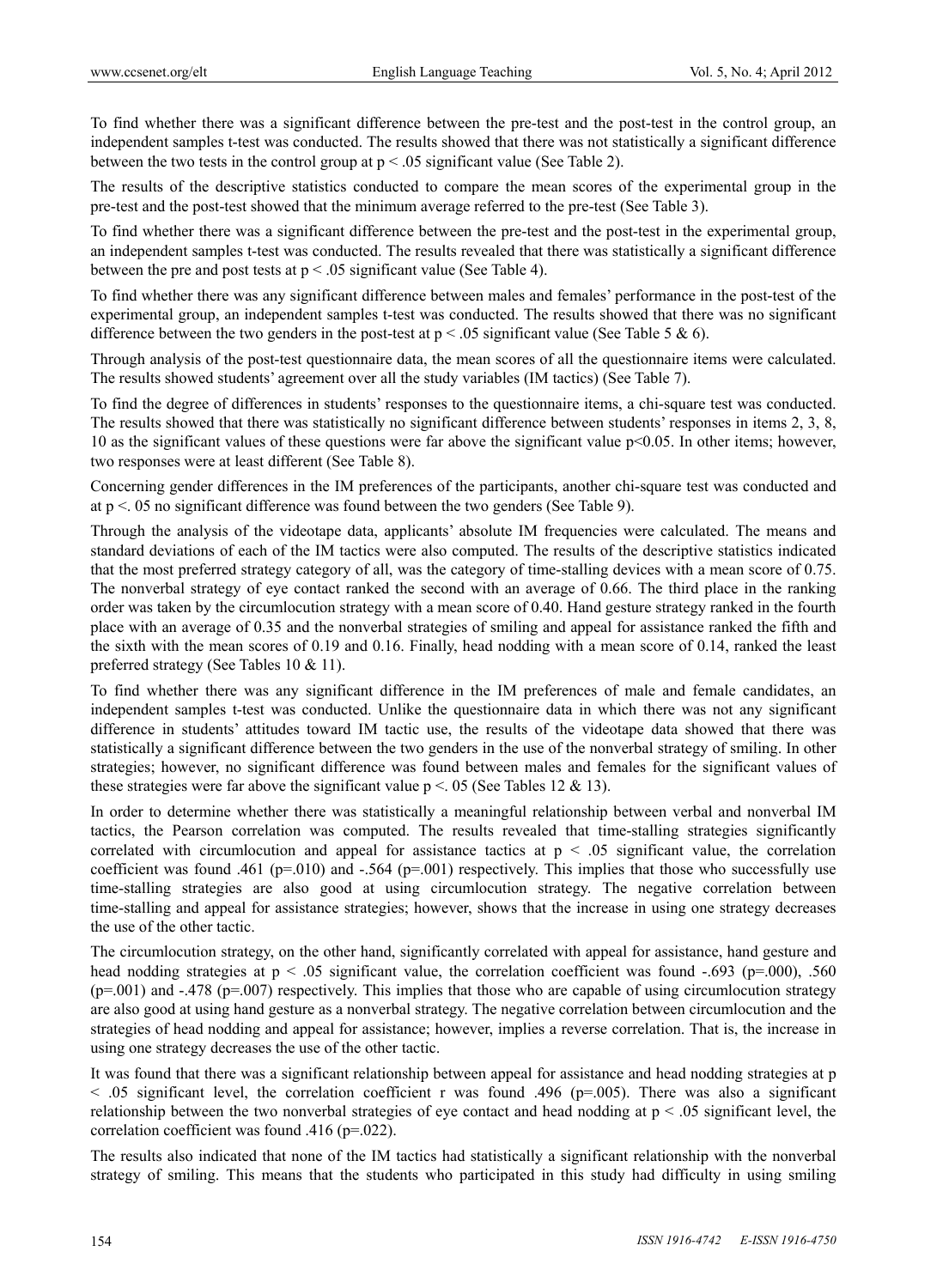To find whether there was a significant difference between the pre-test and the post-test in the control group, an independent samples t-test was conducted. The results showed that there was not statistically a significant difference between the two tests in the control group at $p < .05$ significant value (See Table 2).

The results of the descriptive statistics conducted to compare the mean scores of the experimental group in the pre-test and the post-test showed that the minimum average referred to the pre-test (See Table 3).

To find whether there was a significant difference between the pre-test and the post-test in the experimental group, an independent samples t-test was conducted. The results revealed that there was statistically a significant difference between the pre and post tests at $p < .05$ significant value (See Table 4).

To find whether there was any significant difference between males and females' performance in the post-test of the experimental group, an independent samples t-test was conducted. The results showed that there was no significant difference between the two genders in the post-test at $p < .05$ significant value (See Table 5 & 6).

Through analysis of the post-test questionnaire data, the mean scores of all the questionnaire items were calculated. The results showed students' agreement over all the study variables (IM tactics) (See Table 7).

To find the degree of differences in students' responses to the questionnaire items, a chi-square test was conducted. The results showed that there was statistically no significant difference between students' responses in items 2, 3, 8, 10 as the significant values of these questions were far above the significant value $p<0.05$. In other items; however, two responses were at least different (See Table 8).

Concerning gender differences in the IM preferences of the participants, another chi-square test was conducted and at $p <. 05$ no significant difference was found between the two genders (See Table 9).

Through the analysis of the videotape data, applicants' absolute IM frequencies were calculated. The means and standard deviations of each of the IM tactics were also computed. The results of the descriptive statistics indicated that the most preferred strategy category of all, was the category of time-stalling devices with a mean score of 0.75. The nonverbal strategy of eye contact ranked the second with an average of 0.66. The third place in the ranking order was taken by the circumlocution strategy with a mean score of 0.40. Hand gesture strategy ranked in the fourth place with an average of 0.35 and the nonverbal strategies of smiling and appeal for assistance ranked the fifth and the sixth with the mean scores of 0.19 and 0.16. Finally, head nodding with a mean score of 0.14, ranked the least preferred strategy (See Tables 10 & 11).

To find whether there was any significant difference in the IM preferences of male and female candidates, an independent samples t-test was conducted. Unlike the questionnaire data in which there was not any significant difference in students' attitudes toward IM tactic use, the results of the videotape data showed that there was statistically a significant difference between the two genders in the use of the nonverbal strategy of smiling. In other strategies; however, no significant difference was found between males and females for the significant values of these strategies were far above the significant value $p <. 05$ (See Tables 12 & 13).

In order to determine whether there was statistically a meaningful relationship between verbal and nonverbal IM tactics, the Pearson correlation was computed. The results revealed that time-stalling strategies significantly correlated with circumlocution and appeal for assistance tactics at $p < .05$ significant value, the correlation coefficient was found .461 ($p$=.010) and -.564 ($p$=.001) respectively. This implies that those who successfully use time-stalling strategies are also good at using circumlocution strategy. The negative correlation between time-stalling and appeal for assistance strategies; however, shows that the increase in using one strategy decreases the use of the other tactic.

The circumlocution strategy, on the other hand, significantly correlated with appeal for assistance, hand gesture and head nodding strategies at $p < .05$ significant value, the correlation coefficient was found -.693 ($p$=.000), .560 ($p$=.001) and -.478 ($p$=.007) respectively. This implies that those who are capable of using circumlocution strategy are also good at using hand gesture as a nonverbal strategy. The negative correlation between circumlocution and the strategies of head nodding and appeal for assistance; however, implies a reverse correlation. That is, the increase in using one strategy decreases the use of the other tactic.

It was found that there was a significant relationship between appeal for assistance and head nodding strategies at $p < .05$ significant level, the correlation coefficient $r$ was found .496 ($p$=.005). There was also a significant relationship between the two nonverbal strategies of eye contact and head nodding at $p < .05$ significant level, the correlation coefficient was found .416 ($p$=.022).

The results also indicated that none of the IM tactics had statistically a significant relationship with the nonverbal strategy of smiling. This means that the students who participated in this study had difficulty in using smiling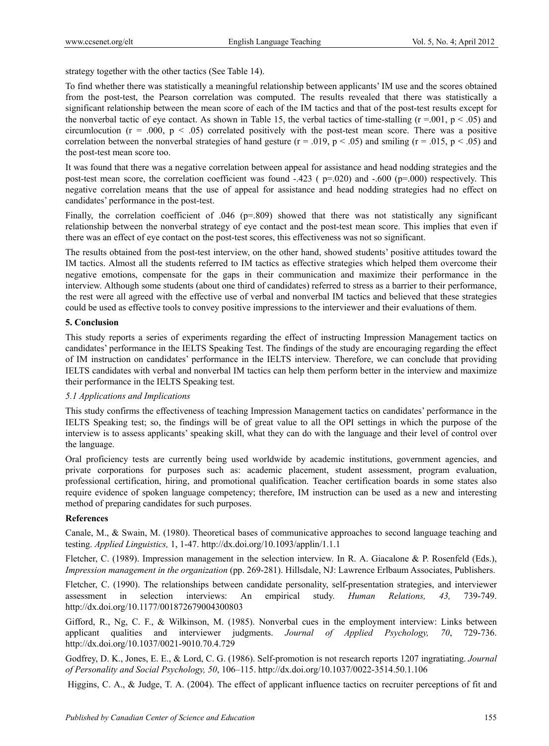strategy together with the other tactics (See Table 14).

To find whether there was statistically a meaningful relationship between applicants' IM use and the scores obtained from the post-test, the Pearson correlation was computed. The results revealed that there was statistically a significant relationship between the mean score of each of the IM tactics and that of the post-test results except for the nonverbal tactic of eye contact. As shown in Table 15, the verbal tactics of time-stalling ($r = .001$, $p < .05$) and circumlocution ($r = .000$, $p < .05$) correlated positively with the post-test mean score. There was a positive correlation between the nonverbal strategies of hand gesture ($r = .019$, $p < .05$) and smiling ($r = .015$, $p < .05$) and the post-test mean score too.

It was found that there was a negative correlation between appeal for assistance and head nodding strategies and the post-test mean score, the correlation coefficient was found -.423 ( p=.020) and -.600 (p=.000) respectively. This negative correlation means that the use of appeal for assistance and head nodding strategies had no effect on candidates' performance in the post-test.

Finally, the correlation coefficient of .046 (p=.809) showed that there was not statistically any significant relationship between the nonverbal strategy of eye contact and the post-test mean score. This implies that even if there was an effect of eye contact on the post-test scores, this effectiveness was not so significant.

The results obtained from the post-test interview, on the other hand, showed students' positive attitudes toward the IM tactics. Almost all the students referred to IM tactics as effective strategies which helped them overcome their negative emotions, compensate for the gaps in their communication and maximize their performance in the interview. Although some students (about one third of candidates) referred to stress as a barrier to their performance, the rest were all agreed with the effective use of verbal and nonverbal IM tactics and believed that these strategies could be used as effective tools to convey positive impressions to the interviewer and their evaluations of them.

## 5. Conclusion

This study reports a series of experiments regarding the effect of instructing Impression Management tactics on candidates' performance in the IELTS Speaking Test. The findings of the study are encouraging regarding the effect of IM instruction on candidates' performance in the IELTS interview. Therefore, we can conclude that providing IELTS candidates with verbal and nonverbal IM tactics can help them perform better in the interview and maximize their performance in the IELTS Speaking test.

### *5.1 Applications and Implications*

This study confirms the effectiveness of teaching Impression Management tactics on candidates' performance in the IELTS Speaking test; so, the findings will be of great value to all the OPI settings in which the purpose of the interview is to assess applicants' speaking skill, what they can do with the language and their level of control over the language.

Oral proficiency tests are currently being used worldwide by academic institutions, government agencies, and private corporations for purposes such as: academic placement, student assessment, program evaluation, professional certification, hiring, and promotional qualification. Teacher certification boards in some states also require evidence of spoken language competency; therefore, IM instruction can be used as a new and interesting method of preparing candidates for such purposes.

## References

Canale, M., & Swain, M. (1980). Theoretical bases of communicative approaches to second language teaching and testing. *Applied Linguistics,* 1, 1-47. http://dx.doi.org/10.1093/applin/1.1.1

Fletcher, C. (1989). Impression management in the selection interview. In R. A. Giacalone & P. Rosenfeld (Eds.), *Impression management in the organization* (pp. 269-281). Hillsdale, NJ: Lawrence Erlbaum Associates, Publishers.

Fletcher, C. (1990). The relationships between candidate personality, self-presentation strategies, and interviewer assessment in selection interviews: An empirical study. *Human Relations, 43,* 739-749. http://dx.doi.org/10.1177/001872679004300803

Gifford, R., Ng, C. F., & Wilkinson, M. (1985). Nonverbal cues in the employment interview: Links between applicant qualities and interviewer judgments. *Journal of Applied Psychology, 70*, 729-736. http://dx.doi.org/10.1037/0021-9010.70.4.729

Godfrey, D. K., Jones, E. E., & Lord, C. G. (1986). Self-promotion is not research reports 1207 ingratiating. *Journal of Personality and Social Psychology, 50*, 106–115. http://dx.doi.org/10.1037/0022-3514.50.1.106

Higgins, C. A., & Judge, T. A. (2004). The effect of applicant influence tactics on recruiter perceptions of fit and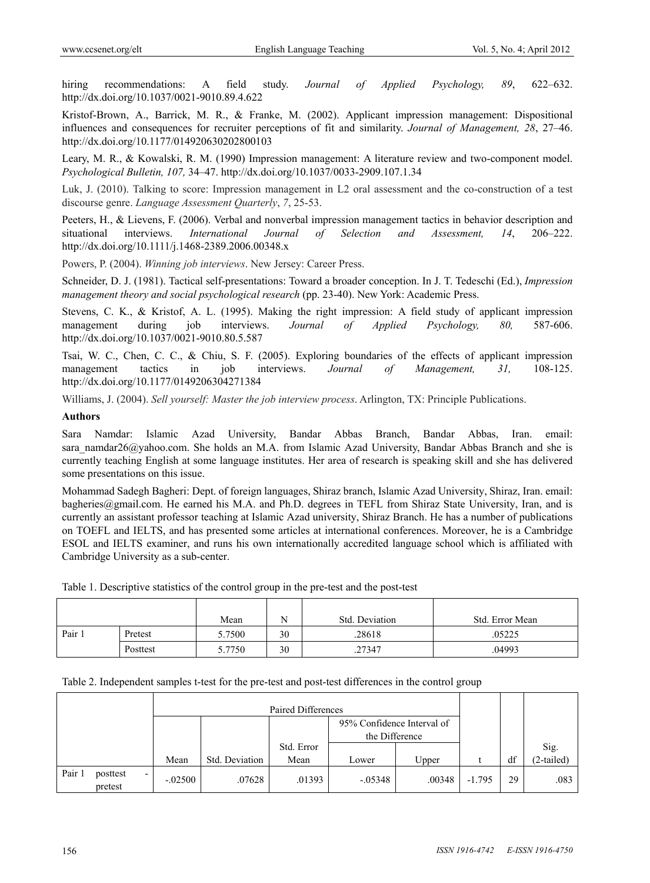hiring recommendations: A field study. *Journal of Applied Psychology, 89*, 622–632. http://dx.doi.org/10.1037/0021-9010.89.4.622

Kristof-Brown, A., Barrick, M. R., & Franke, M. (2002). Applicant impression management: Dispositional influences and consequences for recruiter perceptions of fit and similarity. *Journal of Management, 28*, 27–46. http://dx.doi.org/10.1177/014920630202800103

Leary, M. R., & Kowalski, R. M. (1990) Impression management: A literature review and two-component model. *Psychological Bulletin, 107,* 34–47. http://dx.doi.org/10.1037/0033-2909.107.1.34

Luk, J. (2010). Talking to score: Impression management in L2 oral assessment and the co-construction of a test discourse genre. *Language Assessment Quarterly*, *7*, 25-53.

Peeters, H., & Lievens, F. (2006). Verbal and nonverbal impression management tactics in behavior description and situational interviews. *International Journal of Selection and Assessment, 14*, 206–222. http://dx.doi.org/10.1111/j.1468-2389.2006.00348.x

Powers, P. (2004). *Winning job interviews*. New Jersey: Career Press.

Schneider, D. J. (1981). Tactical self-presentations: Toward a broader conception. In J. T. Tedeschi (Ed.), *Impression management theory and social psychological research* (pp. 23-40). New York: Academic Press.

Stevens, C. K., & Kristof, A. L. (1995). Making the right impression: A field study of applicant impression management during job interviews. *Journal of Applied Psychology, 80,* 587-606. http://dx.doi.org/10.1037/0021-9010.80.5.587

Tsai, W. C., Chen, C. C., & Chiu, S. F. (2005). Exploring boundaries of the effects of applicant impression management tactics in job interviews. *Journal of Management, 31,* 108-125. http://dx.doi.org/10.1177/0149206304271384

Williams, J. (2004). *Sell yourself: Master the job interview process*. Arlington, TX: Principle Publications.

**Authors**

Sara Namdar: Islamic Azad University, Bandar Abbas Branch, Bandar Abbas, Iran. email: sara_namdar26@yahoo.com. She holds an M.A. from Islamic Azad University, Bandar Abbas Branch and she is currently teaching English at some language institutes. Her area of research is speaking skill and she has delivered some presentations on this issue.

Mohammad Sadegh Bagheri: Dept. of foreign languages, Shiraz branch, Islamic Azad University, Shiraz, Iran. email: bagheries@gmail.com. He earned his M.A. and Ph.D. degrees in TEFL from Shiraz State University, Iran, and is currently an assistant professor teaching at Islamic Azad university, Shiraz Branch. He has a number of publications on TOEFL and IELTS, and has presented some articles at international conferences. Moreover, he is a Cambridge ESOL and IELTS examiner, and runs his own internationally accredited language school which is affiliated with Cambridge University as a sub-center.

Table 1. Descriptive statistics of the control group in the pre-test and the post-test

| | | Mean | N | Std. Deviation | Std. Error Mean |
|---|---|---|---|---|---|
| Pair 1 | Pretest | 5.7500 | 30 | .28618 | .05225 |
| | Posttest | 5.7750 | 30 | .27347 | .04993 |

Table 2. Independent samples t-test for the pre-test and post-test differences in the control group

| | Paired Differences | | | | | | | |
|---|---|---|---|---|---|---|---|---|
| | | | | 95% Confidence Interval of the Difference | | | | |
| | Mean | Std. Deviation | Std. Error Mean | Lower | Upper | t | df | Sig. (2-tailed) |
| Pair 1 posttest - pretest | -.02500 | .07628 | .01393 | -.05348 | .00348 | -1.795 | 29 | .083 |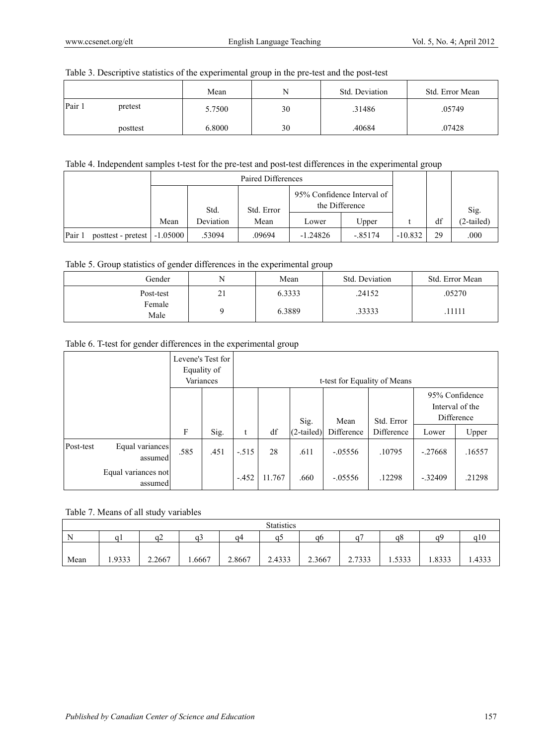Table 3. Descriptive statistics of the experimental group in the pre-test and the post-test

| | | Mean | N | Std. Deviation | Std. Error Mean |
|---|---|---|---|---|---|
| Pair 1 | pretest | 5.7500 | 30 | .31486 | .05749 |
| | posttest | 6.8000 | 30 | .40684 | .07428 |

Table 4. Independent samples t-test for the pre-test and post-test differences in the experimental group

| | Paired Differences | | | | | | | |
|---|---|---|---|---|---|---|---|---|
| | | | | 95% Confidence Interval of the Difference | | | | |
| | Mean | Std. Deviation | Std. Error Mean | Lower | Upper | t | df | Sig. (2-tailed) |
| Pair 1 posttest - pretest | -1.05000 | .53094 | .09694 | -1.24826 | -.85174 | -10.832 | 29 | .000 |

Table 5. Group statistics of gender differences in the experimental group

| Gender | N | Mean | Std. Deviation | Std. Error Mean |
|---|---|---|---|---|
| Post-test Female | 21 | 6.3333 | .24152 | .05270 |
| Male | 9 | 6.3889 | .33333 | .11111 |

Table 6. T-test for gender differences in the experimental group

| | | Levene's Test for Equality of Variances | | t-test for Equality of Means | | | | | | |
|---|---|---|---|---|---|---|---|---|---|---|
| | | | | | | | | | 95% Confidence Interval of the Difference | |
| | | F | Sig. | t | df | Sig. (2-tailed) | Mean Difference | Std. Error Difference | Lower | Upper |
| Post-test | Equal variances assumed | .585 | .451 | -.515 | 28 | .611 | -.05556 | .10795 | -.27668 | .16557 |
| | Equal variances not assumed | | | -.452 | 11.767 | .660 | -.05556 | .12298 | -.32409 | .21298 |

Table 7. Means of all study variables

| Statistics | | | | | | | | | | |
|---|---|---|---|---|---|---|---|---|---|---|
| N | q1 | q2 | q3 | q4 | q5 | q6 | q7 | q8 | q9 | q10 |
| Mean | 1.9333 | 2.2667 | 1.6667 | 2.8667 | 2.4333 | 2.3667 | 2.7333 | 1.5333 | 1.8333 | 1.4333 |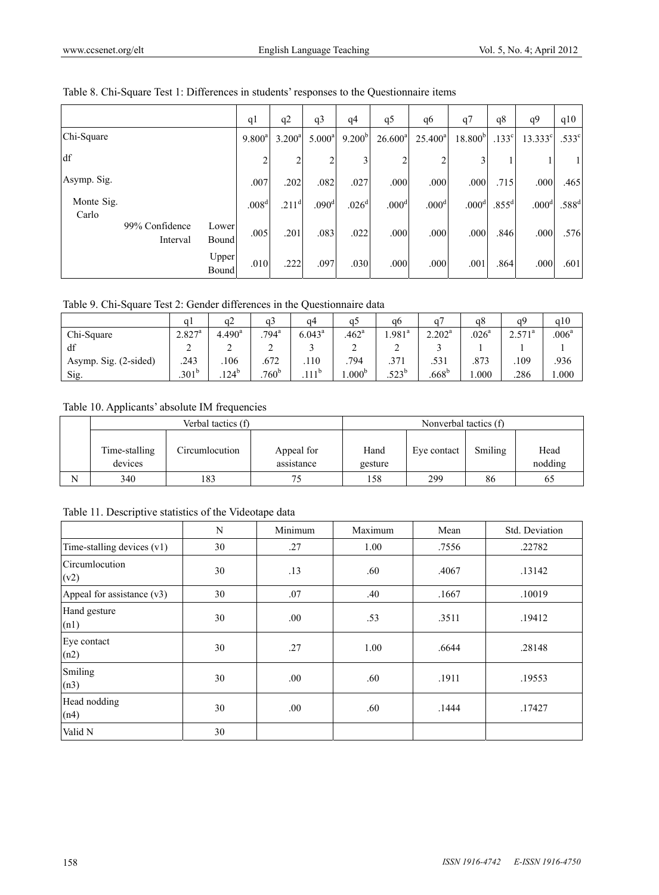Table 8. Chi-Square Test 1: Differences in students' responses to the Questionnaire items

| | | | q1 | q2 | q3 | q4 | q5 | q6 | q7 | q8 | q9 | q10 |
|---|---|---|---|---|---|---|---|---|---|---|---|---|
| Chi-Square | | | 9.800[a] | 3.200[a] | 5.000[a] | 9.200[b] | 26.600[a] | 25.400[a] | 18.800[b] | .133[c] | 13.333[c] | .533[c] |
| df | | | 2 | 2 | 2 | 3 | 2 | 2 | 3 | 1 | 1 | 1 |
| Asymp. Sig. | | | .007 | .202 | .082 | .027 | .000 | .000 | .000 | .715 | .000 | .465 |
| Monte Carlo | Sig. | | .008[d] | .211[d] | .090[d] | .026[d] | .000[d] | .000[d] | .000[d] | .855[d] | .000[d] | .588[d] |
| | 99% Confidence Interval | Lower Bound | .005 | .201 | .083 | .022 | .000 | .000 | .000 | .846 | .000 | .576 |
| | | Upper Bound | .010 | .222 | .097 | .030 | .000 | .000 | .001 | .864 | .000 | .601 |

Table 9. Chi-Square Test 2: Gender differences in the Questionnaire data

| | q1 | q2 | q3 | q4 | q5 | q6 | q7 | q8 | q9 | q10 |
|---|---|---|---|---|---|---|---|---|---|---|
| Chi-Square | 2.827[a] | 4.490[a] | .794[a] | 6.043[a] | .462[a] | 1.981[a] | 2.202[a] | .026[a] | 2.571[a] | .006[a] |
| df | 2 | 2 | 2 | 3 | 2 | 2 | 3 | 1 | 1 | 1 |
| Asymp. Sig. (2-sided) | .243 | .106 | .672 | .110 | .794 | .371 | .531 | .873 | .109 | .936 |
| Sig. | .301[b] | .124[b] | .760[b] | .111[b] | 1.000[b] | .523[b] | .668[b] | 1.000 | .286 | 1.000 |

Table 10. Applicants' absolute IM frequencies

| | Verbal tactics (f) | | | Nonverbal tactics (f) | | | |
|---|---|---|---|---|---|---|---|
| | Time-stalling devices | Circumlocution | Appeal for assistance | Hand gesture | Eye contact | Smiling | Head nodding |
| N | 340 | 183 | 75 | 158 | 299 | 86 | 65 |

Table 11. Descriptive statistics of the Videotape data

| | N | Minimum | Maximum | Mean | Std. Deviation |
|---|---|---|---|---|---|
| Time-stalling devices (v1) | 30 | .27 | 1.00 | .7556 | .22782 |
| Circumlocution (v2) | 30 | .13 | .60 | .4067 | .13142 |
| Appeal for assistance (v3) | 30 | .07 | .40 | .1667 | .10019 |
| Hand gesture (n1) | 30 | .00 | .53 | .3511 | .19412 |
| Eye contact (n2) | 30 | .27 | 1.00 | .6644 | .28148 |
| Smiling (n3) | 30 | .00 | .60 | .1911 | .19553 |
| Head nodding (n4) | 30 | .00 | .60 | .1444 | .17427 |
| Valid N | 30 | | | | |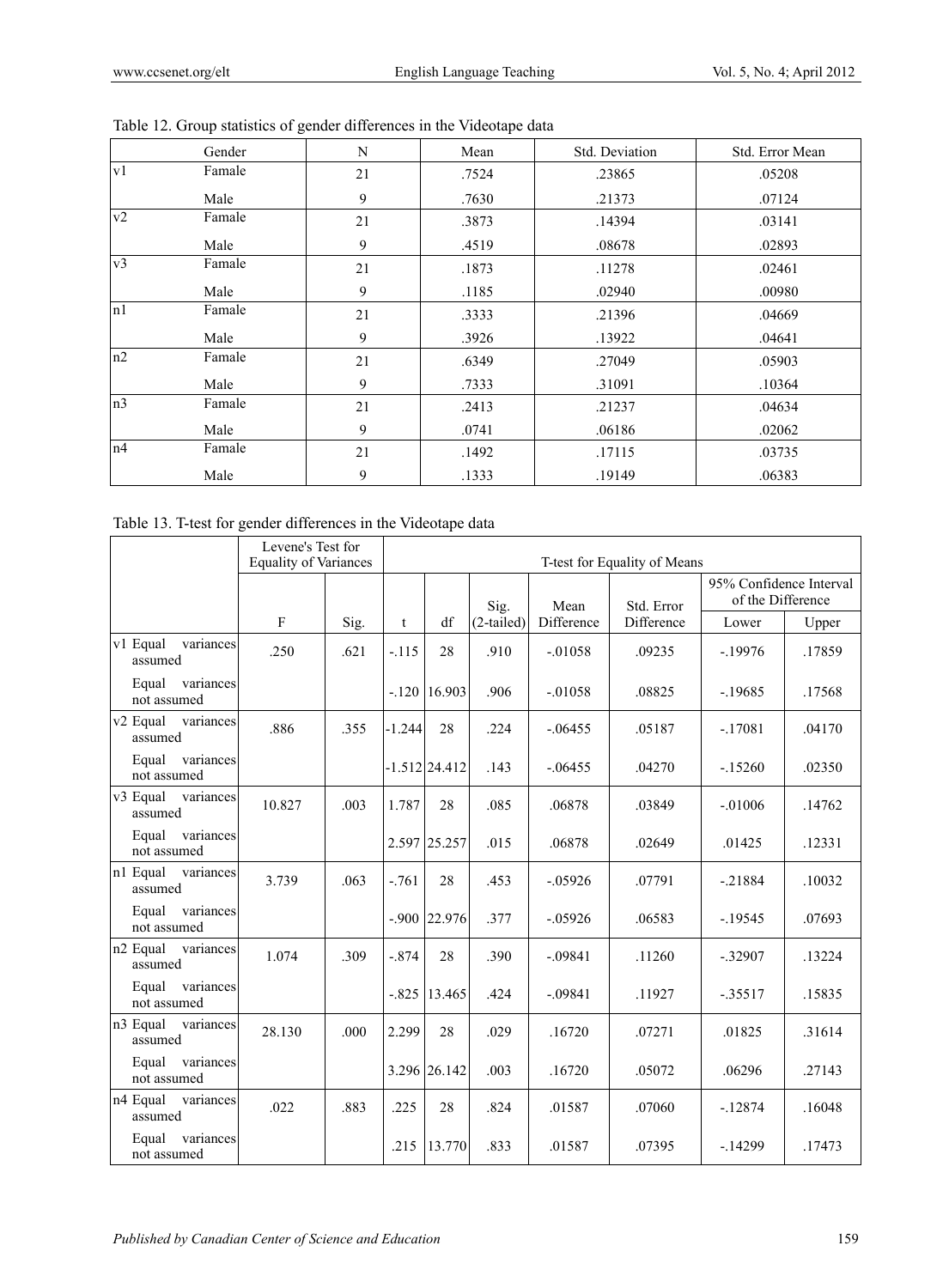Table 12. Group statistics of gender differences in the Videotape data

| | Gender | N | Mean | Std. Deviation | Std. Error Mean |
|---|---|---|---|---|---|
| v1 | Famale | 21 | .7524 | .23865 | .05208 |
| | Male | 9 | .7630 | .21373 | .07124 |
| v2 | Famale | 21 | .3873 | .14394 | .03141 |
| | Male | 9 | .4519 | .08678 | .02893 |
| v3 | Famale | 21 | .1873 | .11278 | .02461 |
| | Male | 9 | .1185 | .02940 | .00980 |
| n1 | Famale | 21 | .3333 | .21396 | .04669 |
| | Male | 9 | .3926 | .13922 | .04641 |
| n2 | Famale | 21 | .6349 | .27049 | .05903 |
| | Male | 9 | .7333 | .31091 | .10364 |
| n3 | Famale | 21 | .2413 | .21237 | .04634 |
| | Male | 9 | .0741 | .06186 | .02062 |
| n4 | Famale | 21 | .1492 | .17115 | .03735 |
| | Male | 9 | .1333 | .19149 | .06383 |

Table 13. T-test for gender differences in the Videotape data

| | Levene's Test for Equality of Variances | | T-test for Equality of Means | | | | | | |
|---|---|---|---|---|---|---|---|---|---|
| | | | | | | | | 95% Confidence Interval of the Difference | |
| | F | Sig. | t | df | Sig. (2-tailed) | Mean Difference | Std. Error Difference | Lower | Upper |
| v1 Equal variances assumed | .250 | .621 | -.115 | 28 | .910 | -.01058 | .09235 | -.19976 | .17859 |
| Equal variances not assumed | | | -.120 | 16.903 | .906 | -.01058 | .08825 | -.19685 | .17568 |
| v2 Equal variances assumed | .886 | .355 | -1.244 | 28 | .224 | -.06455 | .05187 | -.17081 | .04170 |
| Equal variances not assumed | | | -1.512 | 24.412 | .143 | -.06455 | .04270 | -.15260 | .02350 |
| v3 Equal variances assumed | 10.827 | .003 | 1.787 | 28 | .085 | .06878 | .03849 | -.01006 | .14762 |
| Equal variances not assumed | | | 2.597 | 25.257 | .015 | .06878 | .02649 | .01425 | .12331 |
| n1 Equal variances assumed | 3.739 | .063 | -.761 | 28 | .453 | -.05926 | .07791 | -.21884 | .10032 |
| Equal variances not assumed | | | -.900 | 22.976 | .377 | -.05926 | .06583 | -.19545 | .07693 |
| n2 Equal variances assumed | 1.074 | .309 | -.874 | 28 | .390 | -.09841 | .11260 | -.32907 | .13224 |
| Equal variances not assumed | | | -.825 | 13.465 | .424 | -.09841 | .11927 | -.35517 | .15835 |
| n3 Equal variances assumed | 28.130 | .000 | 2.299 | 28 | .029 | .16720 | .07271 | .01825 | .31614 |
| Equal variances not assumed | | | 3.296 | 26.142 | .003 | .16720 | .05072 | .06296 | .27143 |
| n4 Equal variances assumed | .022 | .883 | .225 | 28 | .824 | .01587 | .07060 | -.12874 | .16048 |
| Equal variances not assumed | | | .215 | 13.770 | .833 | .01587 | .07395 | -.14299 | .17473 |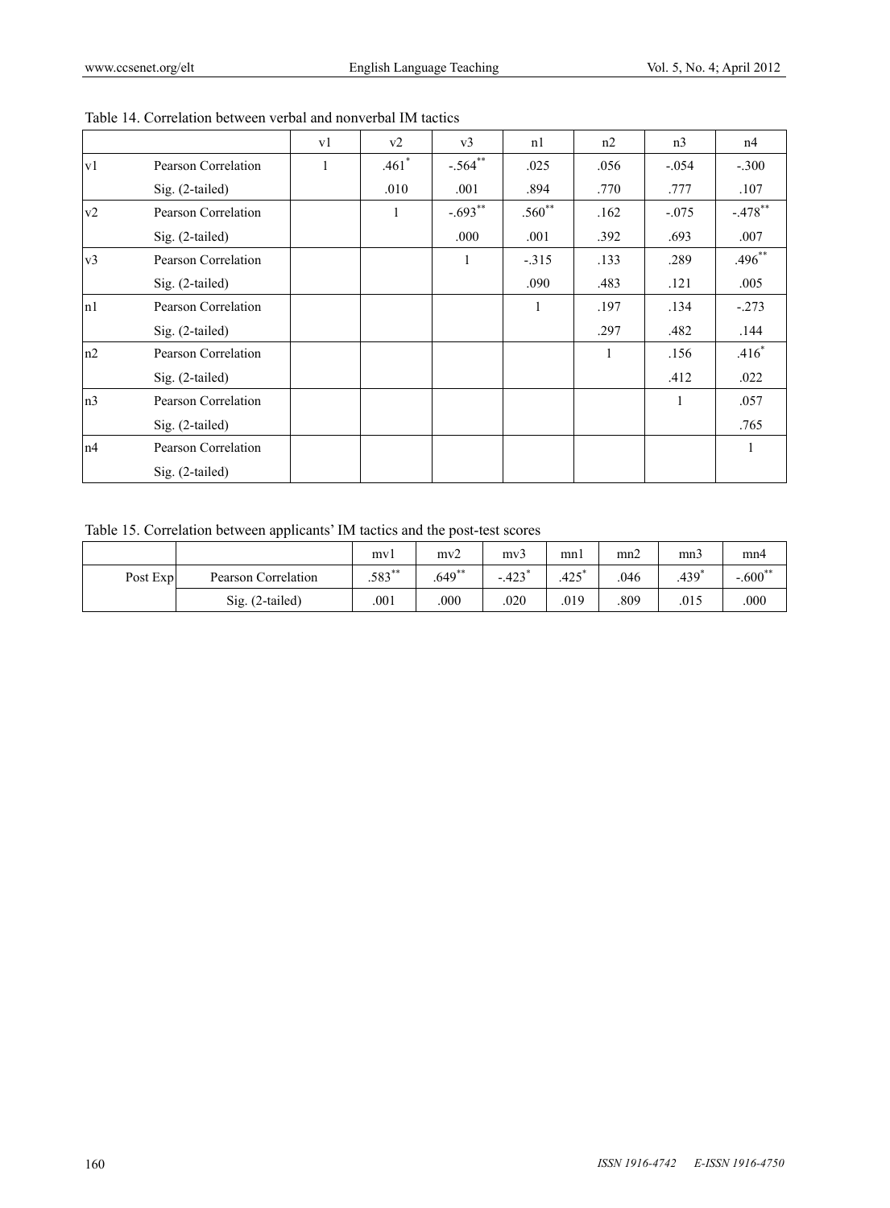Table 14. Correlation between verbal and nonverbal IM tactics

| | | v1 | v2 | v3 | n1 | n2 | n3 | n4 |
|---|---|---|---|---|---|---|---|---|
| v1 | Pearson Correlation | 1 | .461* | -.564** | .025 | .056 | -.054 | -.300 |
| | Sig. (2-tailed) | | .010 | .001 | .894 | .770 | .777 | .107 |
| v2 | Pearson Correlation | | 1 | -.693** | .560** | .162 | -.075 | -.478** |
| | Sig. (2-tailed) | | | .000 | .001 | .392 | .693 | .007 |
| v3 | Pearson Correlation | | | 1 | -.315 | .133 | .289 | .496** |
| | Sig. (2-tailed) | | | | .090 | .483 | .121 | .005 |
| n1 | Pearson Correlation | | | | 1 | .197 | .134 | -.273 |
| | Sig. (2-tailed) | | | | | .297 | .482 | .144 |
| n2 | Pearson Correlation | | | | | 1 | .156 | .416* |
| | Sig. (2-tailed) | | | | | | .412 | .022 |
| n3 | Pearson Correlation | | | | | | 1 | .057 |
| | Sig. (2-tailed) | | | | | | | .765 |
| n4 | Pearson Correlation | | | | | | | 1 |
| | Sig. (2-tailed) | | | | | | | |

Table 15. Correlation between applicants' IM tactics and the post-test scores

| | | mv1 | mv2 | mv3 | mn1 | mn2 | mn3 | mn4 |
|---|---|---|---|---|---|---|---|---|
| Post Exp | Pearson Correlation | .583** | .649** | -.423* | .425* | .046 | .439* | -.600** |
| | Sig. (2-tailed) | .001 | .000 | .020 | .019 | .809 | .015 | .000 |